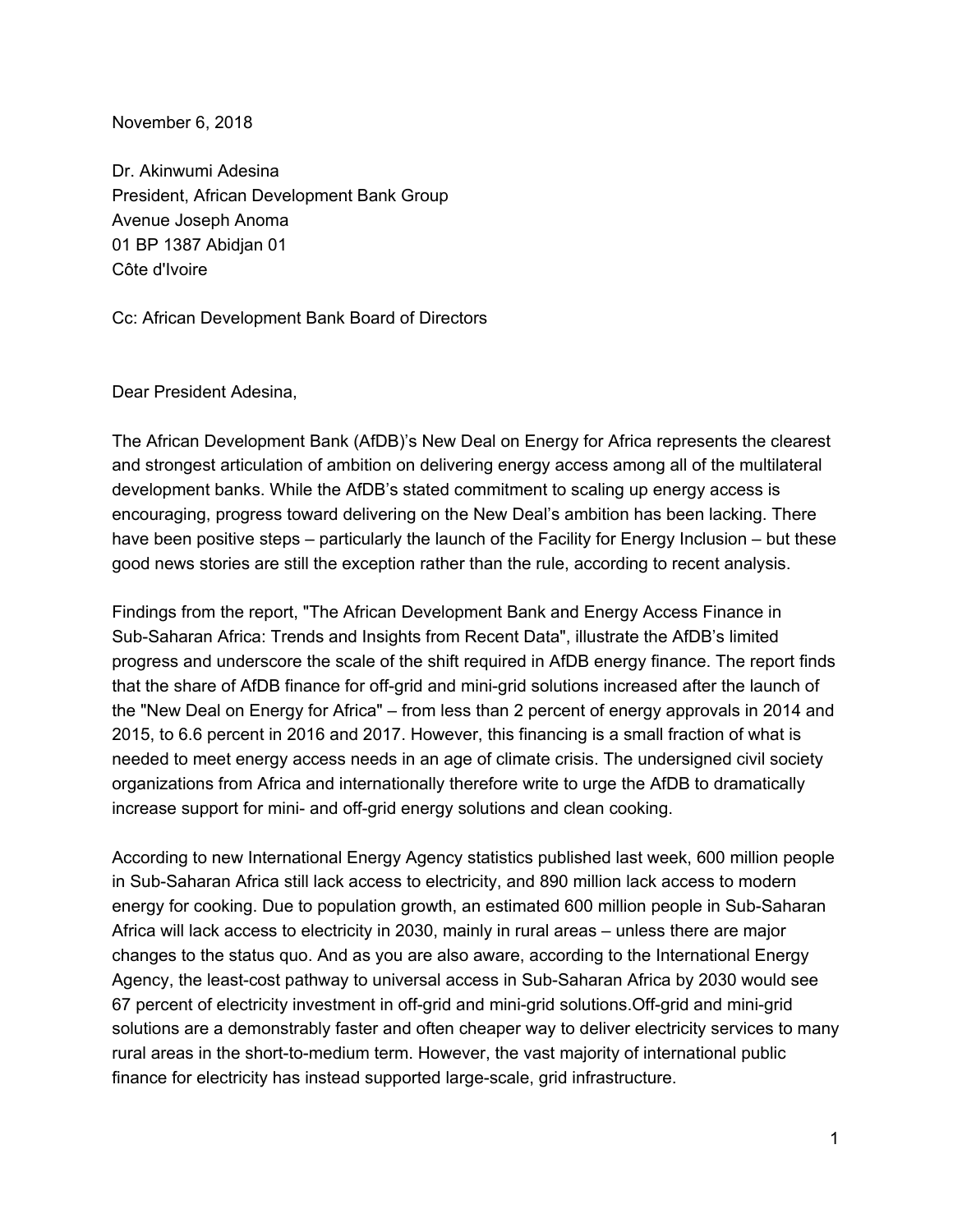November 6, 2018

Dr. Akinwumi Adesina  
President, African Development Bank Group  
Avenue Joseph Anoma  
01 BP 1387 Abidjan 01  
Côte d'Ivoire

Cc: African Development Bank Board of Directors

Dear President Adesina,

The African Development Bank (AfDB)'s New Deal on Energy for Africa represents the clearest and strongest articulation of ambition on delivering energy access among all of the multilateral development banks. While the AfDB's stated commitment to scaling up energy access is encouraging, progress toward delivering on the New Deal's ambition has been lacking. There have been positive steps – particularly the launch of the Facility for Energy Inclusion – but these good news stories are still the exception rather than the rule, according to recent analysis.

Findings from the report, "The African Development Bank and Energy Access Finance in Sub-Saharan Africa: Trends and Insights from Recent Data", illustrate the AfDB's limited progress and underscore the scale of the shift required in AfDB energy finance. The report finds that the share of AfDB finance for off-grid and mini-grid solutions increased after the launch of the "New Deal on Energy for Africa" – from less than 2 percent of energy approvals in 2014 and 2015, to 6.6 percent in 2016 and 2017. However, this financing is a small fraction of what is needed to meet energy access needs in an age of climate crisis. The undersigned civil society organizations from Africa and internationally therefore write to urge the AfDB to dramatically increase support for mini- and off-grid energy solutions and clean cooking.

According to new International Energy Agency statistics published last week, 600 million people in Sub-Saharan Africa still lack access to electricity, and 890 million lack access to modern energy for cooking. Due to population growth, an estimated 600 million people in Sub-Saharan Africa will lack access to electricity in 2030, mainly in rural areas – unless there are major changes to the status quo. And as you are also aware, according to the International Energy Agency, the least-cost pathway to universal access in Sub-Saharan Africa by 2030 would see 67 percent of electricity investment in off-grid and mini-grid solutions.Off-grid and mini-grid solutions are a demonstrably faster and often cheaper way to deliver electricity services to many rural areas in the short-to-medium term. However, the vast majority of international public finance for electricity has instead supported large-scale, grid infrastructure.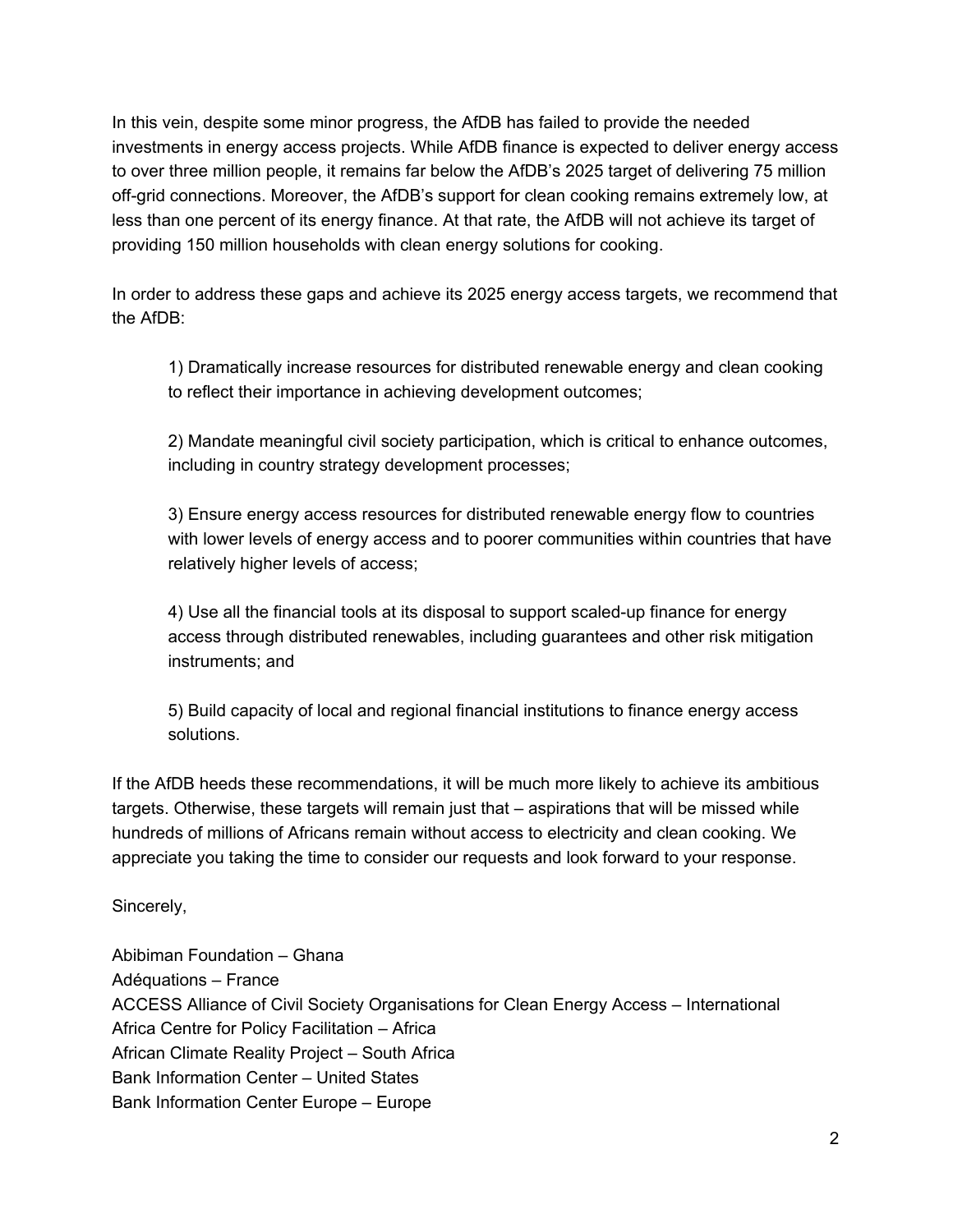In this vein, despite some minor progress, the AfDB has failed to provide the needed investments in energy access projects. While AfDB finance is expected to deliver energy access to over three million people, it remains far below the AfDB's 2025 target of delivering 75 million off-grid connections. Moreover, the AfDB's support for clean cooking remains extremely low, at less than one percent of its energy finance. At that rate, the AfDB will not achieve its target of providing 150 million households with clean energy solutions for cooking.

In order to address these gaps and achieve its 2025 energy access targets, we recommend that the AfDB:

> 1) Dramatically increase resources for distributed renewable energy and clean cooking to reflect their importance in achieving development outcomes;
>
> 2) Mandate meaningful civil society participation, which is critical to enhance outcomes, including in country strategy development processes;
>
> 3) Ensure energy access resources for distributed renewable energy flow to countries with lower levels of energy access and to poorer communities within countries that have relatively higher levels of access;
>
> 4) Use all the financial tools at its disposal to support scaled-up finance for energy access through distributed renewables, including guarantees and other risk mitigation instruments; and
>
> 5) Build capacity of local and regional financial institutions to finance energy access solutions.

If the AfDB heeds these recommendations, it will be much more likely to achieve its ambitious targets. Otherwise, these targets will remain just that – aspirations that will be missed while hundreds of millions of Africans remain without access to electricity and clean cooking. We appreciate you taking the time to consider our requests and look forward to your response.

Sincerely,

Abibiman Foundation – Ghana
Adéquations – France
ACCESS Alliance of Civil Society Organisations for Clean Energy Access – International
Africa Centre for Policy Facilitation – Africa
African Climate Reality Project – South Africa
Bank Information Center – United States
Bank Information Center Europe – Europe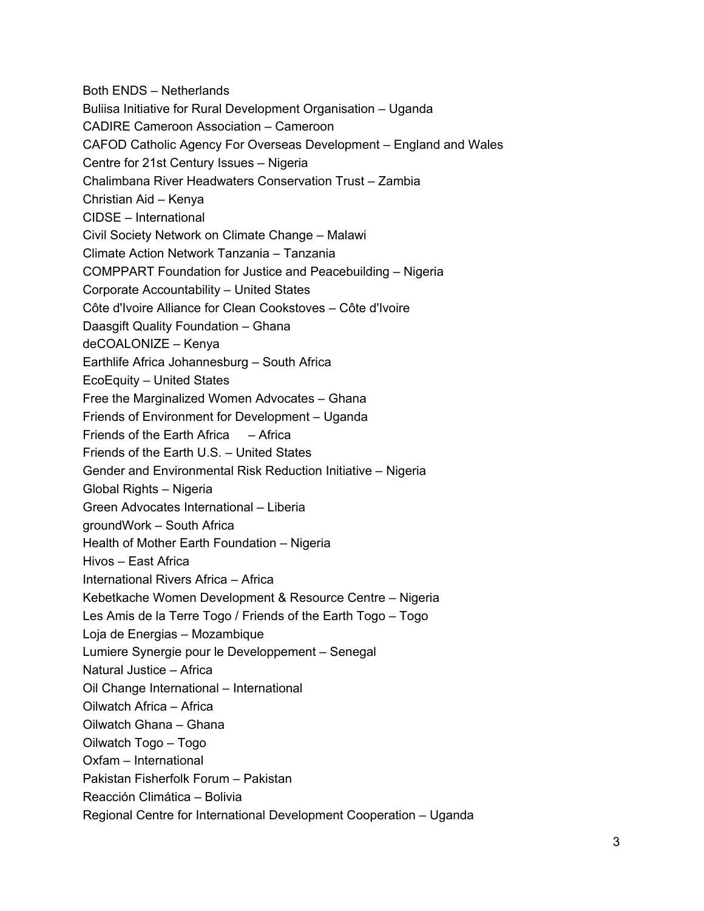Both ENDS – Netherlands
Buliisa Initiative for Rural Development Organisation – Uganda
CADIRE Cameroon Association – Cameroon
CAFOD Catholic Agency For Overseas Development – England and Wales
Centre for 21st Century Issues – Nigeria
Chalimbana River Headwaters Conservation Trust – Zambia
Christian Aid – Kenya
CIDSE – International
Civil Society Network on Climate Change – Malawi
Climate Action Network Tanzania – Tanzania
COMPPART Foundation for Justice and Peacebuilding – Nigeria
Corporate Accountability – United States
Côte d'Ivoire Alliance for Clean Cookstoves – Côte d'Ivoire
Daasgift Quality Foundation – Ghana
deCOALONIZE – Kenya
Earthlife Africa Johannesburg – South Africa
EcoEquity – United States
Free the Marginalized Women Advocates – Ghana
Friends of Environment for Development – Uganda
Friends of the Earth Africa – Africa
Friends of the Earth U.S. – United States
Gender and Environmental Risk Reduction Initiative – Nigeria
Global Rights – Nigeria
Green Advocates International – Liberia
groundWork – South Africa
Health of Mother Earth Foundation – Nigeria
Hivos – East Africa
International Rivers Africa – Africa
Kebetkache Women Development & Resource Centre – Nigeria
Les Amis de la Terre Togo / Friends of the Earth Togo – Togo
Loja de Energias – Mozambique
Lumiere Synergie pour le Developpement – Senegal
Natural Justice – Africa
Oil Change International – International
Oilwatch Africa – Africa
Oilwatch Ghana – Ghana
Oilwatch Togo – Togo
Oxfam – International
Pakistan Fisherfolk Forum – Pakistan
Reacción Climática – Bolivia
Regional Centre for International Development Cooperation – Uganda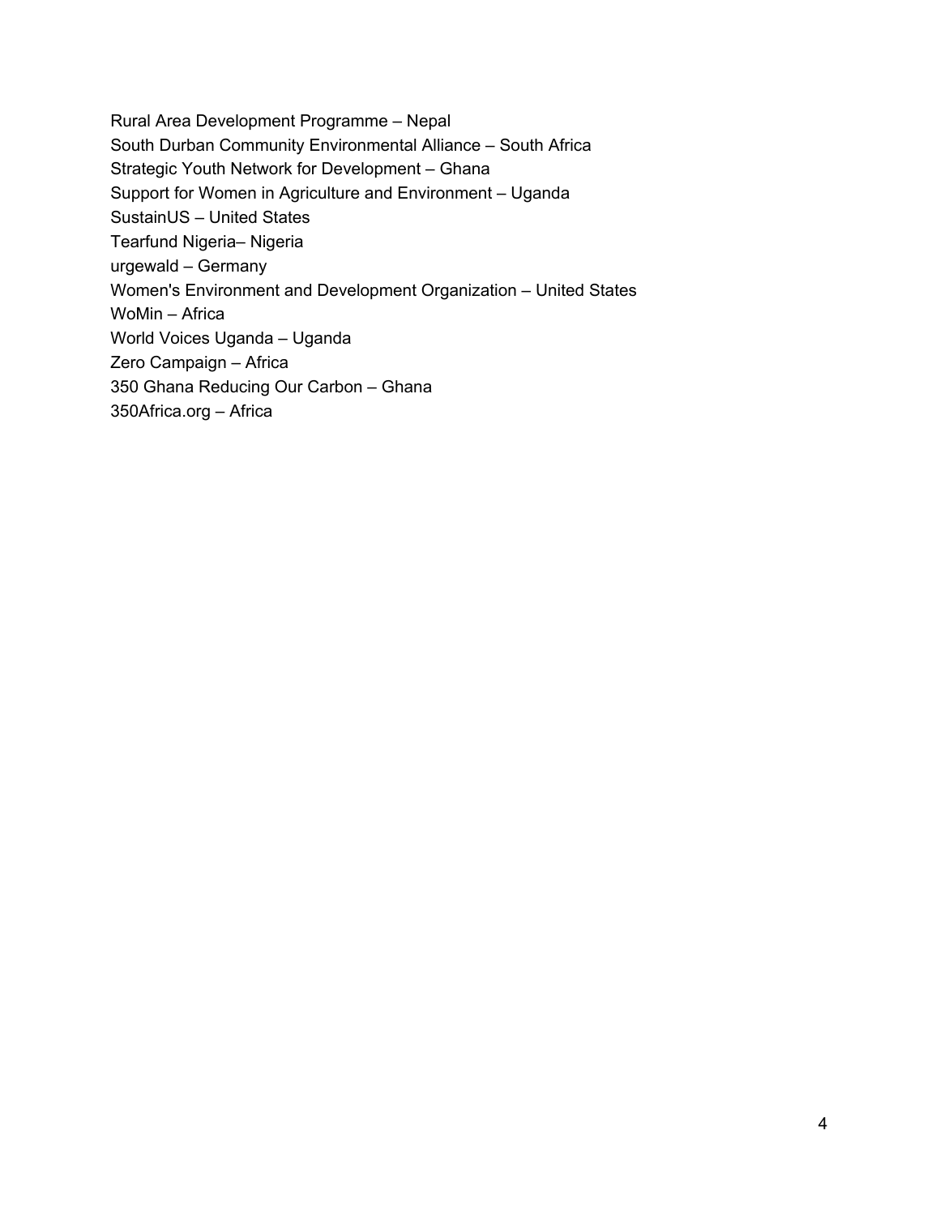Rural Area Development Programme – Nepal
South Durban Community Environmental Alliance – South Africa
Strategic Youth Network for Development – Ghana
Support for Women in Agriculture and Environment – Uganda
SustainUS – United States
Tearfund Nigeria– Nigeria
urgewald – Germany
Women's Environment and Development Organization – United States
WoMin – Africa
World Voices Uganda – Uganda
Zero Campaign – Africa
350 Ghana Reducing Our Carbon – Ghana
350Africa.org – Africa